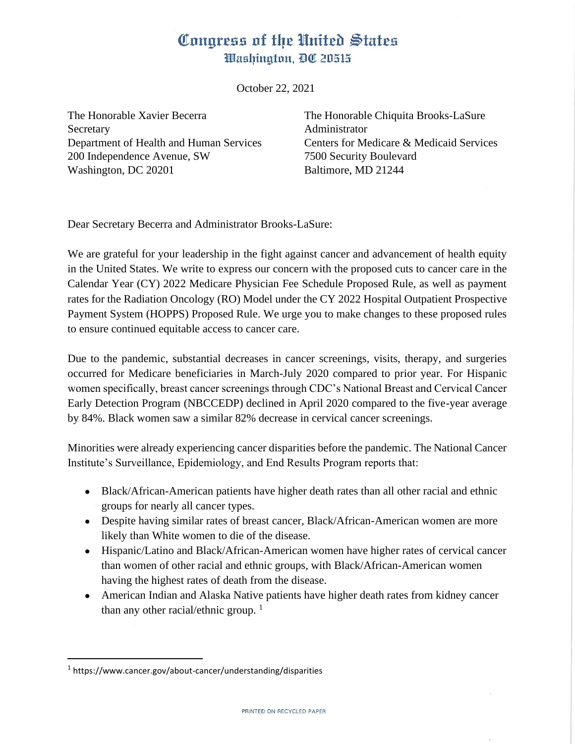# Congress of the United States
## Washington, DC 20515

October 22, 2021

The Honorable Xavier Becerra
Secretary
Department of Health and Human Services
200 Independence Avenue, SW
Washington, DC 20201

The Honorable Chiquita Brooks-LaSure
Administrator
Centers for Medicare & Medicaid Services
7500 Security Boulevard
Baltimore, MD 21244

Dear Secretary Becerra and Administrator Brooks-LaSure:

We are grateful for your leadership in the fight against cancer and advancement of health equity in the United States. We write to express our concern with the proposed cuts to cancer care in the Calendar Year (CY) 2022 Medicare Physician Fee Schedule Proposed Rule, as well as payment rates for the Radiation Oncology (RO) Model under the CY 2022 Hospital Outpatient Prospective Payment System (HOPPS) Proposed Rule. We urge you to make changes to these proposed rules to ensure continued equitable access to cancer care.

Due to the pandemic, substantial decreases in cancer screenings, visits, therapy, and surgeries occurred for Medicare beneficiaries in March-July 2020 compared to prior year. For Hispanic women specifically, breast cancer screenings through CDC's National Breast and Cervical Cancer Early Detection Program (NBCCEDP) declined in April 2020 compared to the five-year average by 84%. Black women saw a similar 82% decrease in cervical cancer screenings.

Minorities were already experiencing cancer disparities before the pandemic. The National Cancer Institute's Surveillance, Epidemiology, and End Results Program reports that:

- Black/African-American patients have higher death rates than all other racial and ethnic groups for nearly all cancer types.
- Despite having similar rates of breast cancer, Black/African-American women are more likely than White women to die of the disease.
- Hispanic/Latino and Black/African-American women have higher rates of cervical cancer than women of other racial and ethnic groups, with Black/African-American women having the highest rates of death from the disease.
- American Indian and Alaska Native patients have higher death rates from kidney cancer than any other racial/ethnic group. [1]

[1] https://www.cancer.gov/about-cancer/understanding/disparities

PRINTED ON RECYCLED PAPER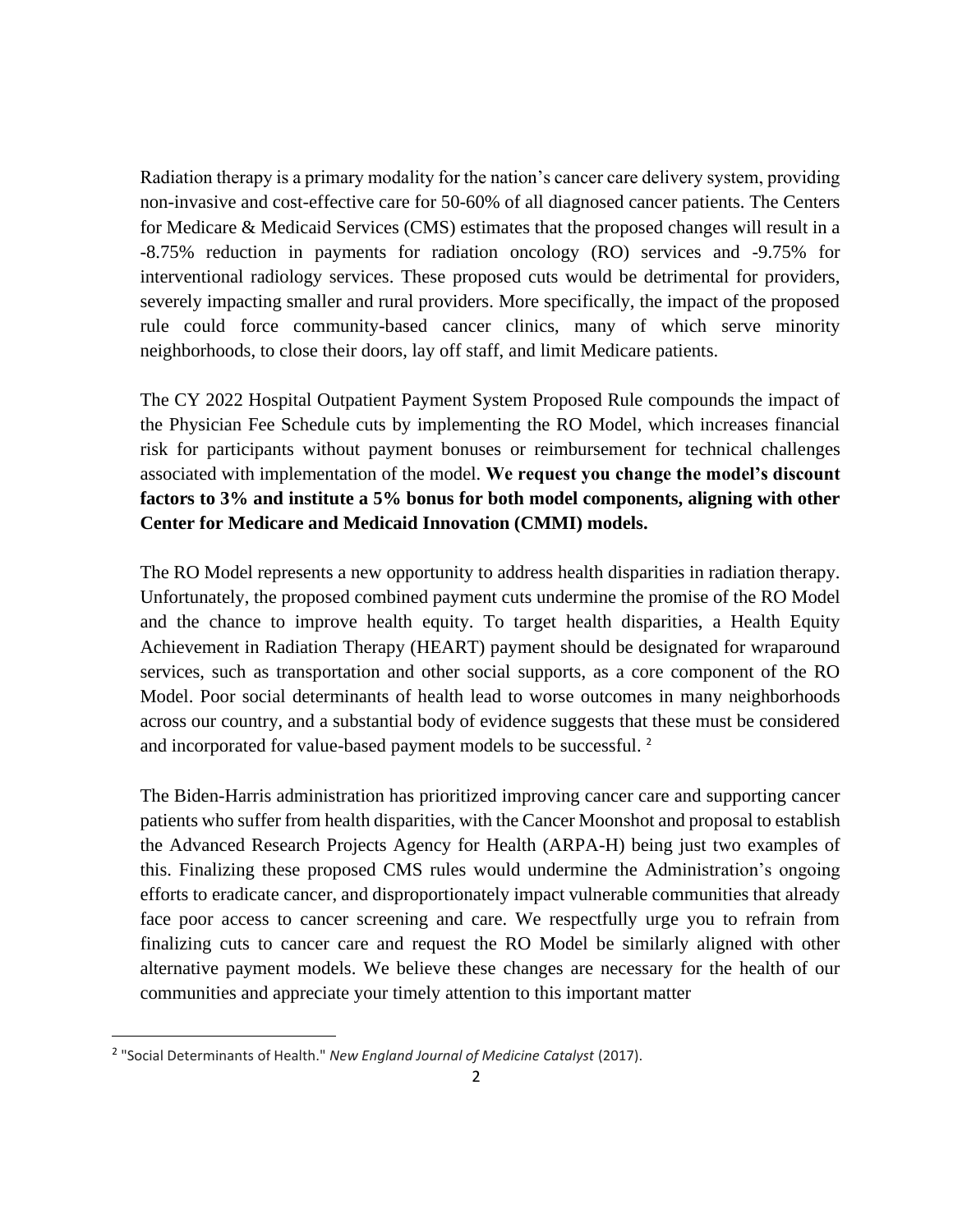Radiation therapy is a primary modality for the nation's cancer care delivery system, providing non-invasive and cost-effective care for 50-60% of all diagnosed cancer patients. The Centers for Medicare & Medicaid Services (CMS) estimates that the proposed changes will result in a -8.75% reduction in payments for radiation oncology (RO) services and -9.75% for interventional radiology services. These proposed cuts would be detrimental for providers, severely impacting smaller and rural providers. More specifically, the impact of the proposed rule could force community-based cancer clinics, many of which serve minority neighborhoods, to close their doors, lay off staff, and limit Medicare patients.

The CY 2022 Hospital Outpatient Payment System Proposed Rule compounds the impact of the Physician Fee Schedule cuts by implementing the RO Model, which increases financial risk for participants without payment bonuses or reimbursement for technical challenges associated with implementation of the model. **We request you change the model's discount factors to 3% and institute a 5% bonus for both model components, aligning with other Center for Medicare and Medicaid Innovation (CMMI) models.**

The RO Model represents a new opportunity to address health disparities in radiation therapy. Unfortunately, the proposed combined payment cuts undermine the promise of the RO Model and the chance to improve health equity. To target health disparities, a Health Equity Achievement in Radiation Therapy (HEART) payment should be designated for wraparound services, such as transportation and other social supports, as a core component of the RO Model. Poor social determinants of health lead to worse outcomes in many neighborhoods across our country, and a substantial body of evidence suggests that these must be considered and incorporated for value-based payment models to be successful. [2]

The Biden-Harris administration has prioritized improving cancer care and supporting cancer patients who suffer from health disparities, with the Cancer Moonshot and proposal to establish the Advanced Research Projects Agency for Health (ARPA-H) being just two examples of this. Finalizing these proposed CMS rules would undermine the Administration's ongoing efforts to eradicate cancer, and disproportionately impact vulnerable communities that already face poor access to cancer screening and care. We respectfully urge you to refrain from finalizing cuts to cancer care and request the RO Model be similarly aligned with other alternative payment models. We believe these changes are necessary for the health of our communities and appreciate your timely attention to this important matter

---

[2] "Social Determinants of Health." *New England Journal of Medicine Catalyst* (2017).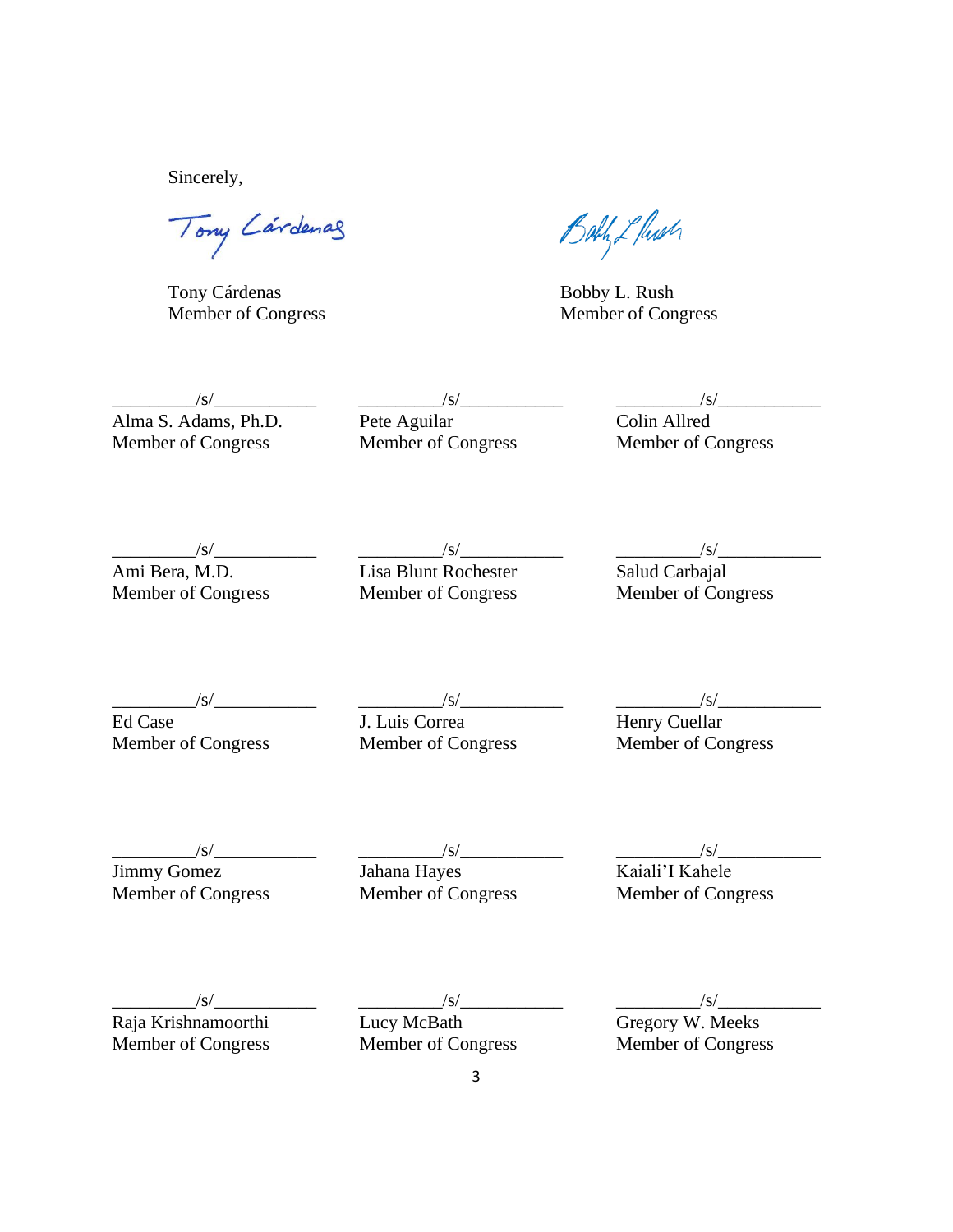Sincerely,

Tony Cárdenas
Member of Congress

Bobby L. Rush
Member of Congress

/s/
Alma S. Adams, Ph.D.
Member of Congress

/s/
Pete Aguilar
Member of Congress

/s/
Colin Allred
Member of Congress

/s/
Ami Bera, M.D.
Member of Congress

/s/
Lisa Blunt Rochester
Member of Congress

/s/
Salud Carbajal
Member of Congress

/s/
Ed Case
Member of Congress

/s/
J. Luis Correa
Member of Congress

/s/
Henry Cuellar
Member of Congress

/s/
Jimmy Gomez
Member of Congress

/s/
Jahana Hayes
Member of Congress

/s/
Kaiali'I Kahele
Member of Congress

/s/
Raja Krishnamoorthi
Member of Congress

/s/
Lucy McBath
Member of Congress

/s/
Gregory W. Meeks
Member of Congress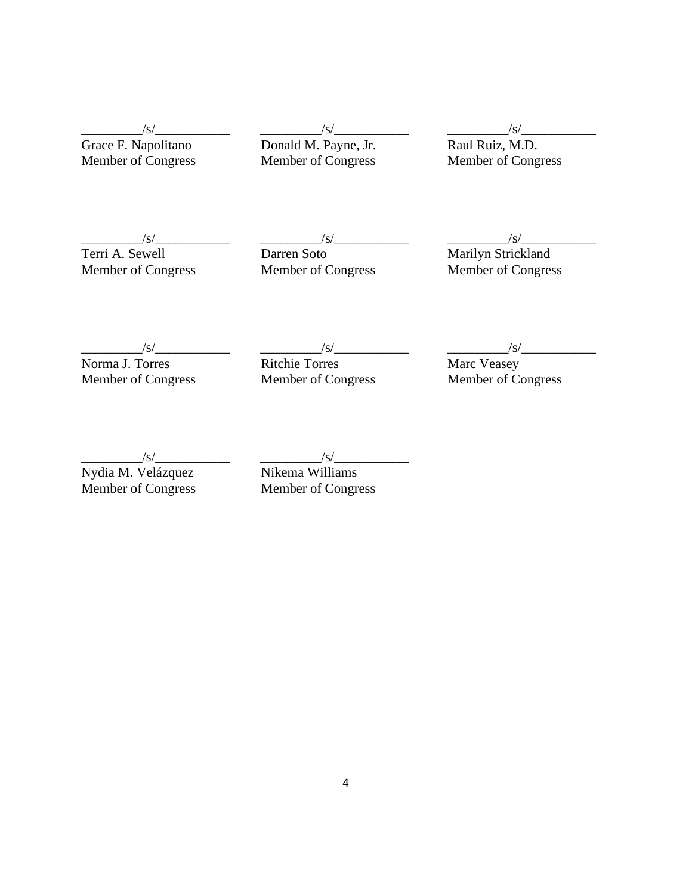\_\_\_\_\_\_\_\_\_/s/\_\_\_\_\_\_\_\_\_\_\_
Grace F. Napolitano
Member of Congress

\_\_\_\_\_\_\_\_\_/s/\_\_\_\_\_\_\_\_\_\_\_
Donald M. Payne, Jr.
Member of Congress

\_\_\_\_\_\_\_\_\_/s/\_\_\_\_\_\_\_\_\_\_\_
Raul Ruiz, M.D.
Member of Congress

\_\_\_\_\_\_\_\_\_/s/\_\_\_\_\_\_\_\_\_\_\_
Terri A. Sewell
Member of Congress

\_\_\_\_\_\_\_\_\_/s/\_\_\_\_\_\_\_\_\_\_\_
Darren Soto
Member of Congress

\_\_\_\_\_\_\_\_\_/s/\_\_\_\_\_\_\_\_\_\_\_
Marilyn Strickland
Member of Congress

\_\_\_\_\_\_\_\_\_/s/\_\_\_\_\_\_\_\_\_\_\_
Norma J. Torres
Member of Congress

\_\_\_\_\_\_\_\_\_/s/\_\_\_\_\_\_\_\_\_\_\_
Ritchie Torres
Member of Congress

\_\_\_\_\_\_\_\_\_/s/\_\_\_\_\_\_\_\_\_\_\_
Marc Veasey
Member of Congress

\_\_\_\_\_\_\_\_\_/s/\_\_\_\_\_\_\_\_\_\_\_
Nydia M. Velázquez
Member of Congress

\_\_\_\_\_\_\_\_\_/s/\_\_\_\_\_\_\_\_\_\_\_
Nikema Williams
Member of Congress